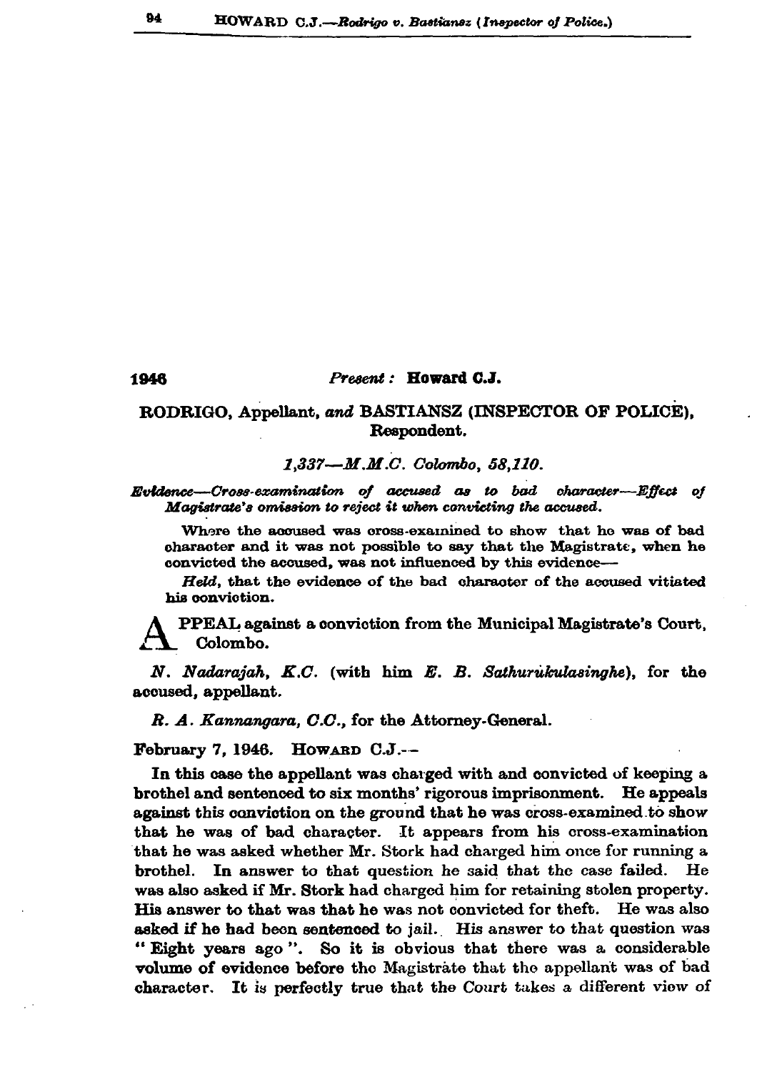1946 *Present:* **Howard C.J.**

**RODRIGO, Appellant, *and* BASTIANSZ (INSPECTOR OF POLICE), Respondent.**

*1,337—M.M.C. Colombo, 58,110.*

***Evidence—Cross-examination of accused as to bad character—Effect of Magistrate's omission to reject it when convicting the accused.***

Where the accused was cross-examined to show that he was of bad character and it was not possible to say that the Magistrate, when he convicted the accused, was not influenced by this evidence—

*Held*, that the evidence of the bad character of the accused vitiated his conviction.

APPEAL against a conviction from the Municipal Magistrate's Court, Colombo.

*N. Nadarajah, K.C.* (with him *E. B. Sathurukulasinghe*), for the accused, appellant.

*R. A. Kannangara, C.C.*, for the Attorney-General.

February 7, 1946. HOWARD C.J.—

In this case the appellant was charged with and convicted of keeping a brothel and sentenced to six months' rigorous imprisonment. He appeals against this conviction on the ground that he was cross-examined to show that he was of bad character. It appears from his cross-examination that he was asked whether Mr. Stork had charged him once for running a brothel. In answer to that question he said that the case failed. He was also asked if Mr. Stork had charged him for retaining stolen property. His answer to that was that he was not convicted for theft. He was also asked if he had been sentenced to jail. His answer to that question was "Eight years ago". So it is obvious that there was a considerable volume of evidence before the Magistrate that the appellant was of bad character. It is perfectly true that the Court takes a different view of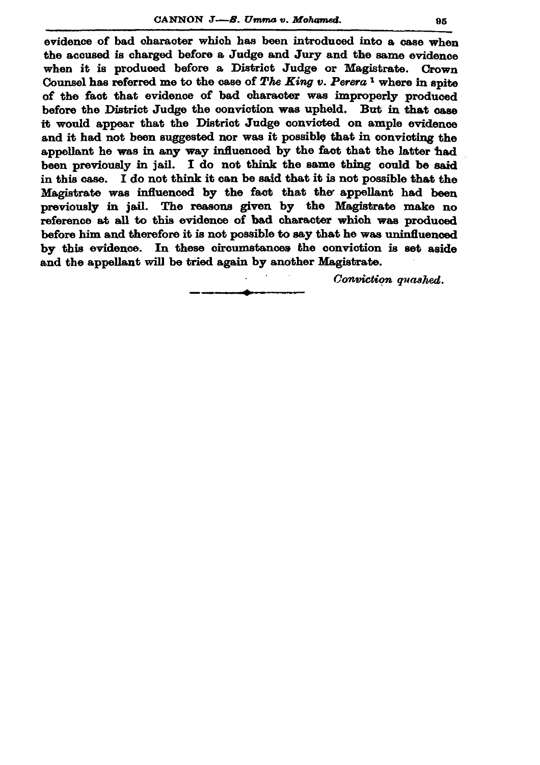evidence of bad character which has been introduced into a case when the accused is charged before a Judge and Jury and the same evidence when it is produced before a District Judge or Magistrate. Crown Counsel has referred me to the case of *The King v. Perera* [1] where in spite of the fact that evidence of bad character was improperly produced before the District Judge the conviction was upheld. But in that case it would appear that the District Judge convicted on ample evidence and it had not been suggested nor was it possible that in convicting the appellant he was in any way influenced by the fact that the latter had been previously in jail. I do not think the same thing could be said in this case. I do not think it can be said that it is not possible that the Magistrate was influenced by the fact that the appellant had been previously in jail. The reasons given by the Magistrate make no reference at all to this evidence of bad character which was produced before him and therefore it is not possible to say that he was uninfluenced by this evidence. In these circumstances the conviction is set aside and the appellant will be tried again by another Magistrate.

*Conviction quashed.*